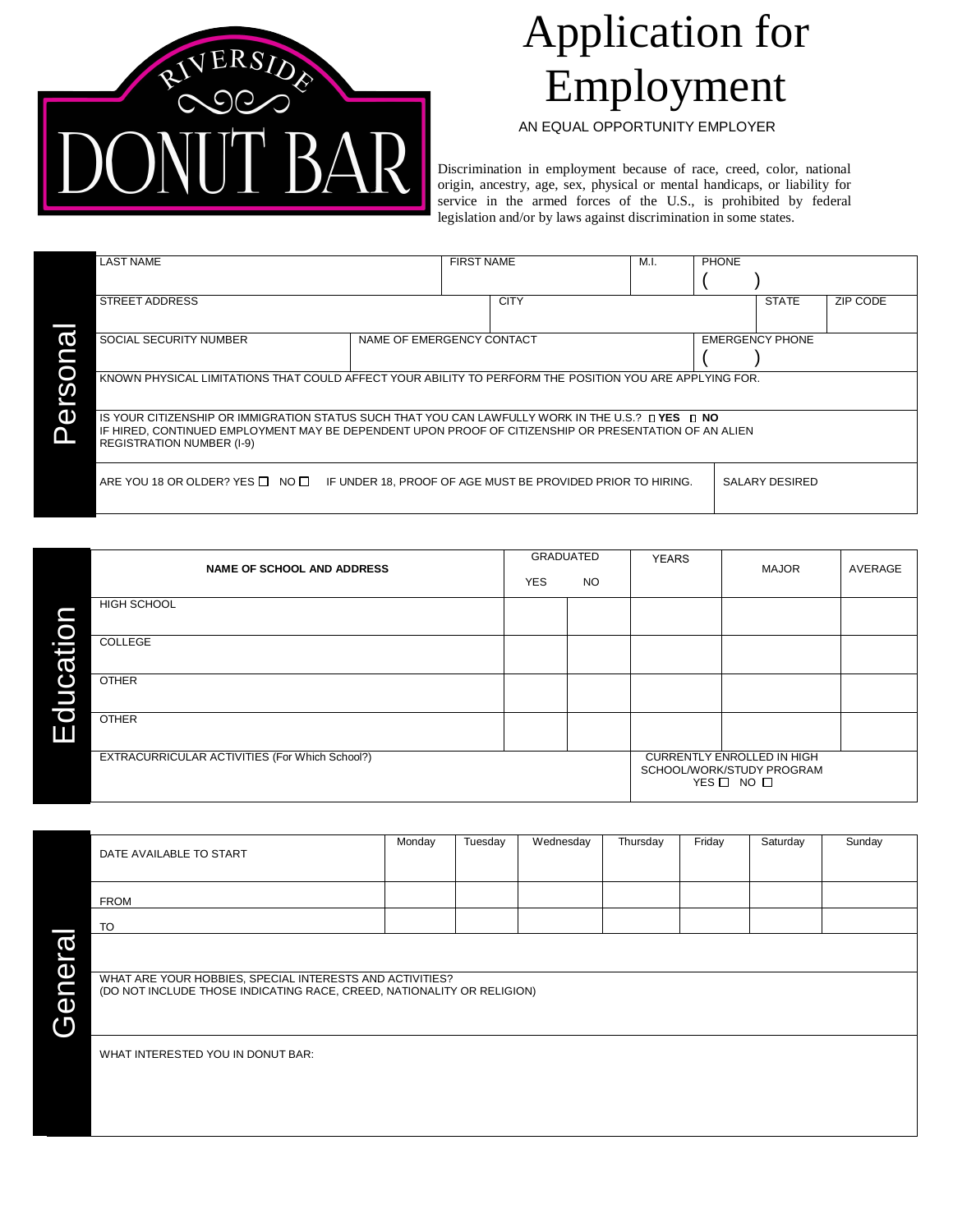RIVERSIDE DONUT BAR

# Application for Employment

AN EQUAL OPPORTUNITY EMPLOYER

Discrimination in employment because of race, creed, color, national origin, ancestry, age, sex, physical or mental handicaps, or liability for service in the armed forces of the U.S., is prohibited by federal legislation and/or by laws against discrimination in some states.

## Personal

| LAST NAME | | FIRST NAME | M.I. | PHONE ( ) | |
|---|---|---|---|---|---|
| STREET ADDRESS | | CITY | | STATE | ZIP CODE |
| SOCIAL SECURITY NUMBER | NAME OF EMERGENCY CONTACT | | | EMERGENCY PHONE ( ) | |

KNOWN PHYSICAL LIMITATIONS THAT COULD AFFECT YOUR ABILITY TO PERFORM THE POSITION YOU ARE APPLYING FOR.

IS YOUR CITIZENSHIP OR IMMIGRATION STATUS SUCH THAT YOU CAN LAWFULLY WORK IN THE U.S.? ☐ **YES** ☐ **NO**
IF HIRED, CONTINUED EMPLOYMENT MAY BE DEPENDENT UPON PROOF OF CITIZENSHIP OR PRESENTATION OF AN ALIEN REGISTRATION NUMBER (I-9)

| ARE YOU 18 OR OLDER? YES ☐ NO ☐ IF UNDER 18, PROOF OF AGE MUST BE PROVIDED PRIOR TO HIRING. | SALARY DESIRED |
|---|---|

## Education

| **NAME OF SCHOOL AND ADDRESS** | GRADUATED YES | NO | YEARS | MAJOR | AVERAGE |
|---|---|---|---|---|---|
| HIGH SCHOOL | | | | | |
| COLLEGE | | | | | |
| OTHER | | | | | |
| OTHER | | | | | |

| EXTRACURRICULAR ACTIVITIES (For Which School?) | CURRENTLY ENROLLED IN HIGH SCHOOL/WORK/STUDY PROGRAM YES ☐ NO ☐ |
|---|---|

## General

| DATE AVAILABLE TO START | Monday | Tuesday | Wednesday | Thursday | Friday | Saturday | Sunday |
|---|---|---|---|---|---|---|---|
| FROM | | | | | | | |
| TO | | | | | | | |

WHAT ARE YOUR HOBBIES, SPECIAL INTERESTS AND ACTIVITIES?
(DO NOT INCLUDE THOSE INDICATING RACE, CREED, NATIONALITY OR RELIGION)

WHAT INTERESTED YOU IN DONUT BAR: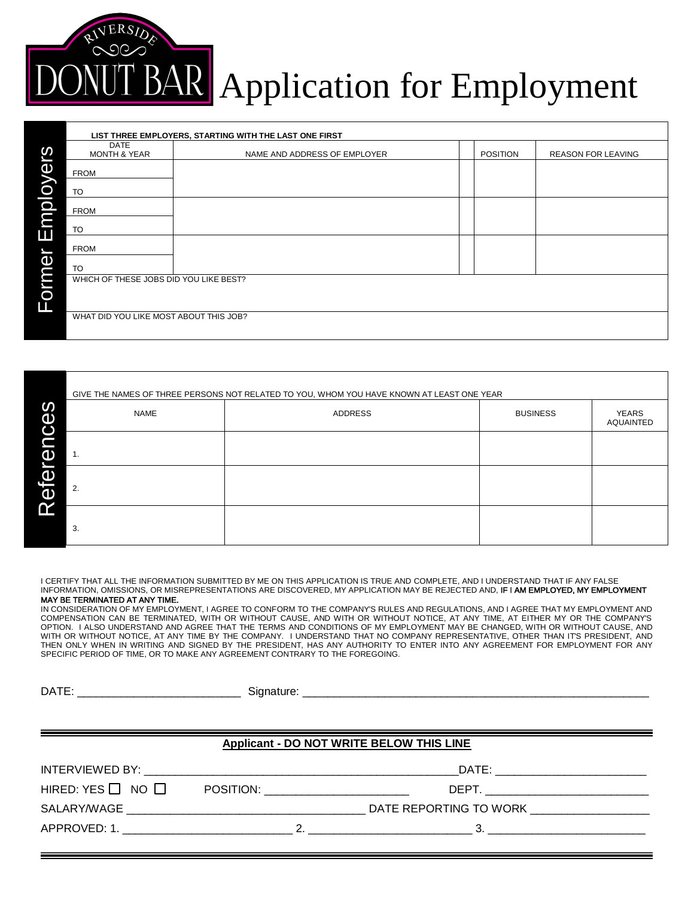# Riverside Donut Bar Application for Employment

## Former Employers

LIST THREE EMPLOYERS, STARTING WITH THE LAST ONE FIRST

| DATE MONTH & YEAR | NAME AND ADDRESS OF EMPLOYER | | POSITION | REASON FOR LEAVING |
|---|---|---|---|---|
| FROM | | | | |
| TO | | | | |
| FROM | | | | |
| TO | | | | |
| FROM | | | | |
| TO | | | | |

WHICH OF THESE JOBS DID YOU LIKE BEST?

WHAT DID YOU LIKE MOST ABOUT THIS JOB?

## References

GIVE THE NAMES OF THREE PERSONS NOT RELATED TO YOU, WHOM YOU HAVE KNOWN AT LEAST ONE YEAR

| NAME | ADDRESS | BUSINESS | YEARS AQUAINTED |
|---|---|---|---|
| 1. | | | |
| 2. | | | |
| 3. | | | |

I CERTIFY THAT ALL THE INFORMATION SUBMITTED BY ME ON THIS APPLICATION IS TRUE AND COMPLETE, AND I UNDERSTAND THAT IF ANY FALSE INFORMATION, OMISSIONS, OR MISREPRESENTATIONS ARE DISCOVERED, MY APPLICATION MAY BE REJECTED AND, **IF I AM EMPLOYED, MY EMPLOYMENT MAY BE TERMINATED AT ANY TIME.**

IN CONSIDERATION OF MY EMPLOYMENT, I AGREE TO CONFORM TO THE COMPANY'S RULES AND REGULATIONS, AND I AGREE THAT MY EMPLOYMENT AND COMPENSATION CAN BE TERMINATED, WITH OR WITHOUT CAUSE, AND WITH OR WITHOUT NOTICE, AT ANY TIME, AT EITHER MY OR THE COMPANY'S OPTION. I ALSO UNDERSTAND AND AGREE THAT THE TERMS AND CONDITIONS OF MY EMPLOYMENT MAY BE CHANGED, WITH OR WITHOUT CAUSE, AND WITH OR WITHOUT NOTICE, AT ANY TIME BY THE COMPANY. I UNDERSTAND THAT NO COMPANY REPRESENTATIVE, OTHER THAN IT'S PRESIDENT, AND THEN ONLY WHEN IN WRITING AND SIGNED BY THE PRESIDENT, HAS ANY AUTHORITY TO ENTER INTO ANY AGREEMENT FOR EMPLOYMENT FOR ANY SPECIFIC PERIOD OF TIME, OR TO MAKE ANY AGREEMENT CONTRARY TO THE FOREGOING.

DATE: __________________________ Signature: ________________________________________________________

---

**Applicant - DO NOT WRITE BELOW THIS LINE**

INTERVIEWED BY: ________________________________________________DATE: _______________________

HIRED: YES ☐ NO ☐ POSITION: ______________________ DEPT. _________________________

SALARY/WAGE _____________________________________ DATE REPORTING TO WORK __________________

APPROVED: 1. __________________________ 2. _________________________ 3. ________________________